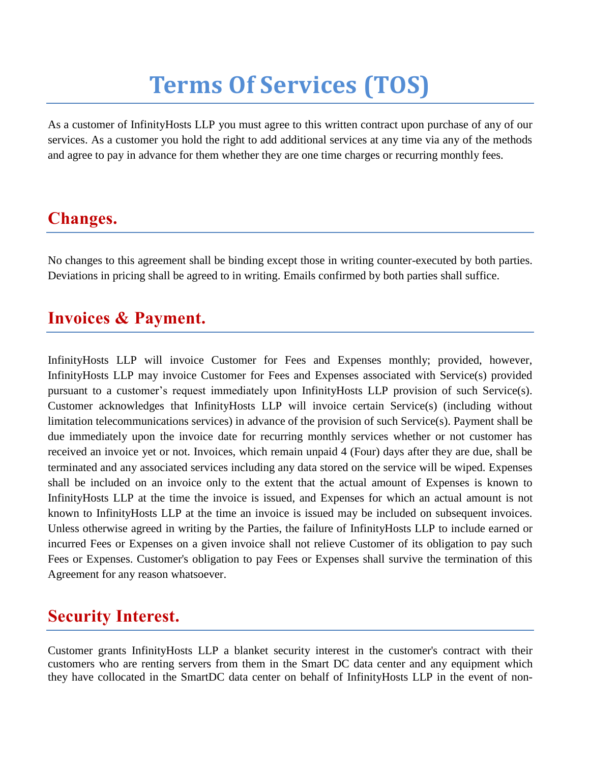# Terms Of Services (TOS)

As a customer of InfinityHosts LLP you must agree to this written contract upon purchase of any of our services. As a customer you hold the right to add additional services at any time via any of the methods and agree to pay in advance for them whether they are one time charges or recurring monthly fees.

## Changes.

No changes to this agreement shall be binding except those in writing counter-executed by both parties. Deviations in pricing shall be agreed to in writing. Emails confirmed by both parties shall suffice.

## Invoices & Payment.

InfinityHosts LLP will invoice Customer for Fees and Expenses monthly; provided, however, InfinityHosts LLP may invoice Customer for Fees and Expenses associated with Service(s) provided pursuant to a customer's request immediately upon InfinityHosts LLP provision of such Service(s). Customer acknowledges that InfinityHosts LLP will invoice certain Service(s) (including without limitation telecommunications services) in advance of the provision of such Service(s). Payment shall be due immediately upon the invoice date for recurring monthly services whether or not customer has received an invoice yet or not. Invoices, which remain unpaid 4 (Four) days after they are due, shall be terminated and any associated services including any data stored on the service will be wiped. Expenses shall be included on an invoice only to the extent that the actual amount of Expenses is known to InfinityHosts LLP at the time the invoice is issued, and Expenses for which an actual amount is not known to InfinityHosts LLP at the time an invoice is issued may be included on subsequent invoices. Unless otherwise agreed in writing by the Parties, the failure of InfinityHosts LLP to include earned or incurred Fees or Expenses on a given invoice shall not relieve Customer of its obligation to pay such Fees or Expenses. Customer's obligation to pay Fees or Expenses shall survive the termination of this Agreement for any reason whatsoever.

## Security Interest.

Customer grants InfinityHosts LLP a blanket security interest in the customer's contract with their customers who are renting servers from them in the Smart DC data center and any equipment which they have collocated in the SmartDC data center on behalf of InfinityHosts LLP in the event of non-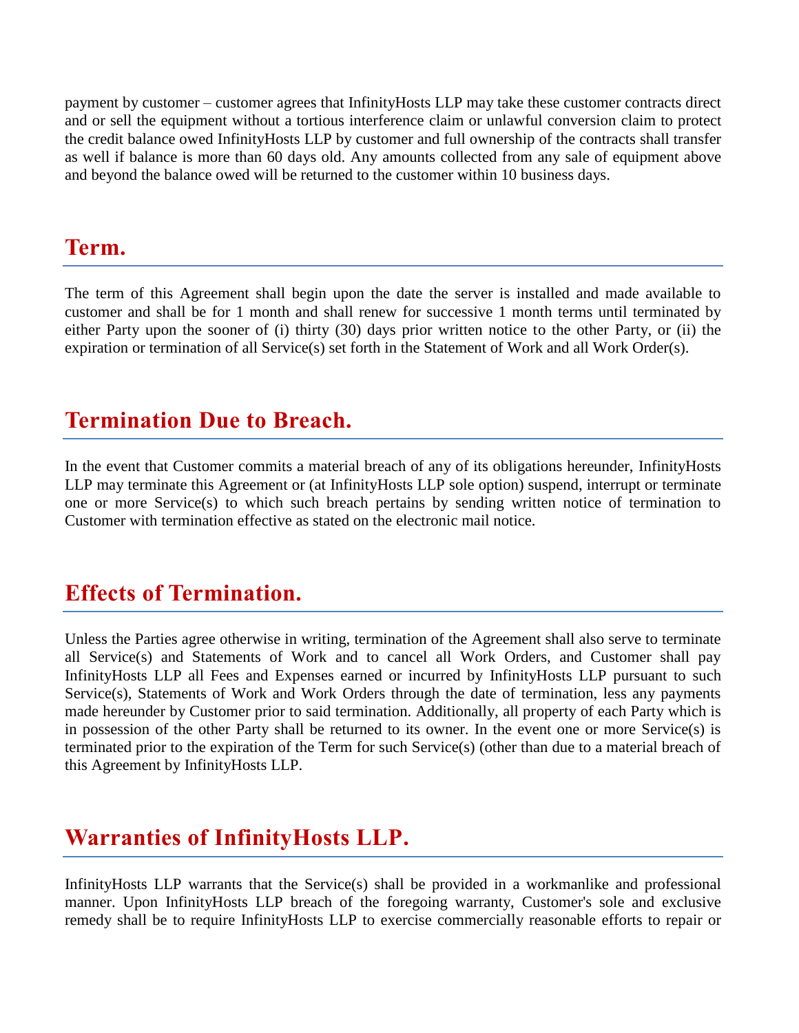payment by customer – customer agrees that InfinityHosts LLP may take these customer contracts direct and or sell the equipment without a tortious interference claim or unlawful conversion claim to protect the credit balance owed InfinityHosts LLP by customer and full ownership of the contracts shall transfer as well if balance is more than 60 days old. Any amounts collected from any sale of equipment above and beyond the balance owed will be returned to the customer within 10 business days.

## Term.

The term of this Agreement shall begin upon the date the server is installed and made available to customer and shall be for 1 month and shall renew for successive 1 month terms until terminated by either Party upon the sooner of (i) thirty (30) days prior written notice to the other Party, or (ii) the expiration or termination of all Service(s) set forth in the Statement of Work and all Work Order(s).

## Termination Due to Breach.

In the event that Customer commits a material breach of any of its obligations hereunder, InfinityHosts LLP may terminate this Agreement or (at InfinityHosts LLP sole option) suspend, interrupt or terminate one or more Service(s) to which such breach pertains by sending written notice of termination to Customer with termination effective as stated on the electronic mail notice.

## Effects of Termination.

Unless the Parties agree otherwise in writing, termination of the Agreement shall also serve to terminate all Service(s) and Statements of Work and to cancel all Work Orders, and Customer shall pay InfinityHosts LLP all Fees and Expenses earned or incurred by InfinityHosts LLP pursuant to such Service(s), Statements of Work and Work Orders through the date of termination, less any payments made hereunder by Customer prior to said termination. Additionally, all property of each Party which is in possession of the other Party shall be returned to its owner. In the event one or more Service(s) is terminated prior to the expiration of the Term for such Service(s) (other than due to a material breach of this Agreement by InfinityHosts LLP.

## Warranties of InfinityHosts LLP.

InfinityHosts LLP warrants that the Service(s) shall be provided in a workmanlike and professional manner. Upon InfinityHosts LLP breach of the foregoing warranty, Customer's sole and exclusive remedy shall be to require InfinityHosts LLP to exercise commercially reasonable efforts to repair or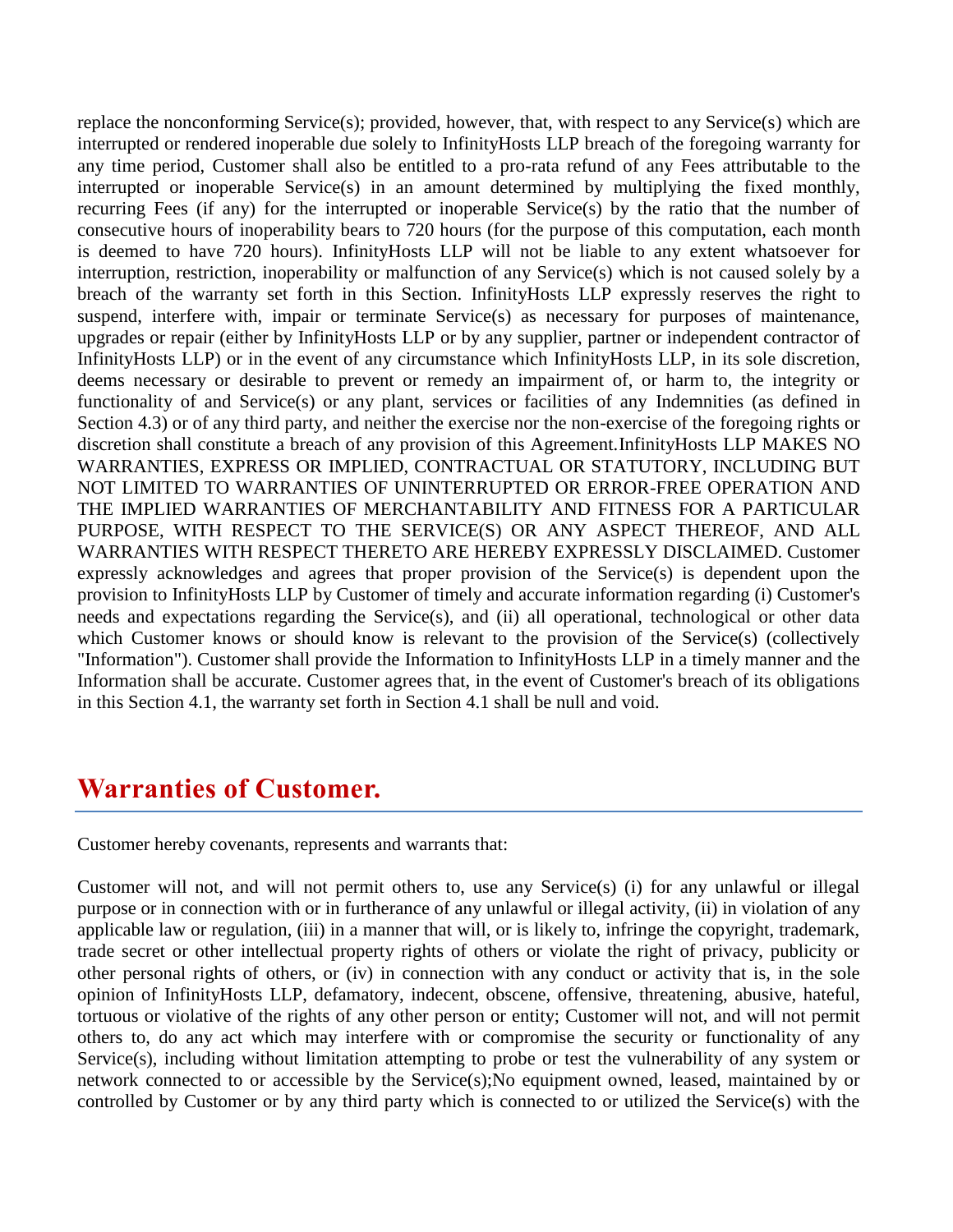replace the nonconforming Service(s); provided, however, that, with respect to any Service(s) which are interrupted or rendered inoperable due solely to InfinityHosts LLP breach of the foregoing warranty for any time period, Customer shall also be entitled to a pro-rata refund of any Fees attributable to the interrupted or inoperable Service(s) in an amount determined by multiplying the fixed monthly, recurring Fees (if any) for the interrupted or inoperable Service(s) by the ratio that the number of consecutive hours of inoperability bears to 720 hours (for the purpose of this computation, each month is deemed to have 720 hours). InfinityHosts LLP will not be liable to any extent whatsoever for interruption, restriction, inoperability or malfunction of any Service(s) which is not caused solely by a breach of the warranty set forth in this Section. InfinityHosts LLP expressly reserves the right to suspend, interfere with, impair or terminate Service(s) as necessary for purposes of maintenance, upgrades or repair (either by InfinityHosts LLP or by any supplier, partner or independent contractor of InfinityHosts LLP) or in the event of any circumstance which InfinityHosts LLP, in its sole discretion, deems necessary or desirable to prevent or remedy an impairment of, or harm to, the integrity or functionality of and Service(s) or any plant, services or facilities of any Indemnities (as defined in Section 4.3) or of any third party, and neither the exercise nor the non-exercise of the foregoing rights or discretion shall constitute a breach of any provision of this Agreement.InfinityHosts LLP MAKES NO WARRANTIES, EXPRESS OR IMPLIED, CONTRACTUAL OR STATUTORY, INCLUDING BUT NOT LIMITED TO WARRANTIES OF UNINTERRUPTED OR ERROR-FREE OPERATION AND THE IMPLIED WARRANTIES OF MERCHANTABILITY AND FITNESS FOR A PARTICULAR PURPOSE, WITH RESPECT TO THE SERVICE(S) OR ANY ASPECT THEREOF, AND ALL WARRANTIES WITH RESPECT THERETO ARE HEREBY EXPRESSLY DISCLAIMED. Customer expressly acknowledges and agrees that proper provision of the Service(s) is dependent upon the provision to InfinityHosts LLP by Customer of timely and accurate information regarding (i) Customer's needs and expectations regarding the Service(s), and (ii) all operational, technological or other data which Customer knows or should know is relevant to the provision of the Service(s) (collectively "Information"). Customer shall provide the Information to InfinityHosts LLP in a timely manner and the Information shall be accurate. Customer agrees that, in the event of Customer's breach of its obligations in this Section 4.1, the warranty set forth in Section 4.1 shall be null and void.

## Warranties of Customer.

Customer hereby covenants, represents and warrants that:

Customer will not, and will not permit others to, use any Service(s) (i) for any unlawful or illegal purpose or in connection with or in furtherance of any unlawful or illegal activity, (ii) in violation of any applicable law or regulation, (iii) in a manner that will, or is likely to, infringe the copyright, trademark, trade secret or other intellectual property rights of others or violate the right of privacy, publicity or other personal rights of others, or (iv) in connection with any conduct or activity that is, in the sole opinion of InfinityHosts LLP, defamatory, indecent, obscene, offensive, threatening, abusive, hateful, tortuous or violative of the rights of any other person or entity; Customer will not, and will not permit others to, do any act which may interfere with or compromise the security or functionality of any Service(s), including without limitation attempting to probe or test the vulnerability of any system or network connected to or accessible by the Service(s);No equipment owned, leased, maintained by or controlled by Customer or by any third party which is connected to or utilized the Service(s) with the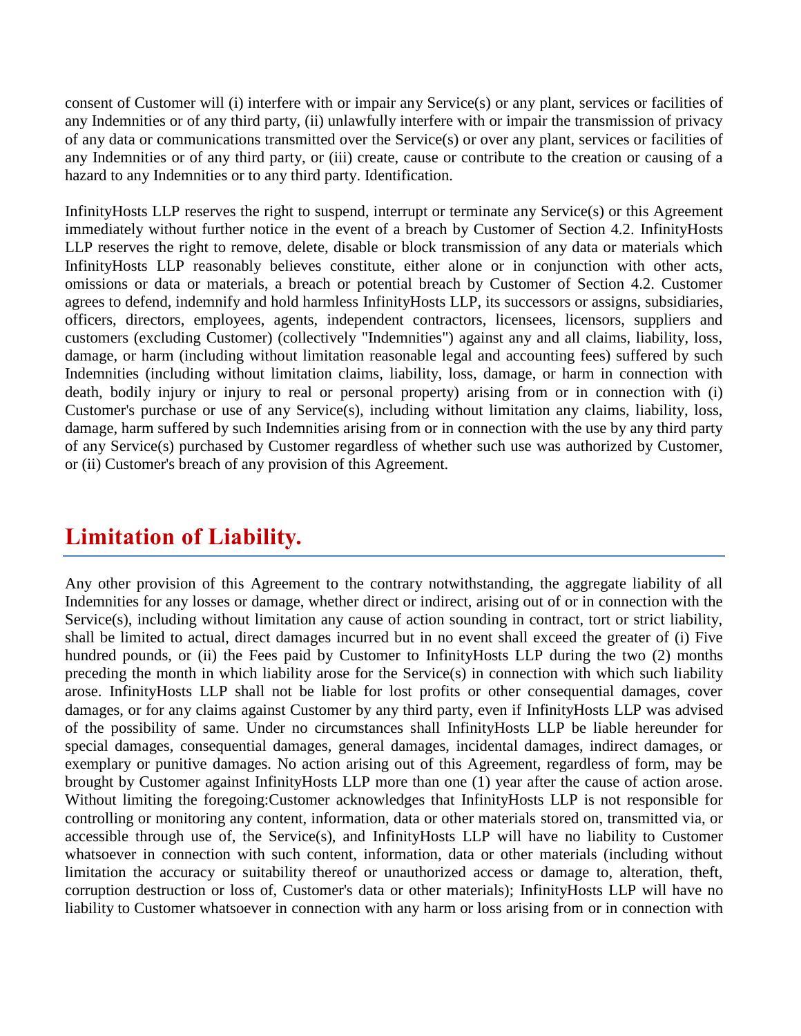consent of Customer will (i) interfere with or impair any Service(s) or any plant, services or facilities of any Indemnities or of any third party, (ii) unlawfully interfere with or impair the transmission of privacy of any data or communications transmitted over the Service(s) or over any plant, services or facilities of any Indemnities or of any third party, or (iii) create, cause or contribute to the creation or causing of a hazard to any Indemnities or to any third party. Identification.

InfinityHosts LLP reserves the right to suspend, interrupt or terminate any Service(s) or this Agreement immediately without further notice in the event of a breach by Customer of Section 4.2. InfinityHosts LLP reserves the right to remove, delete, disable or block transmission of any data or materials which InfinityHosts LLP reasonably believes constitute, either alone or in conjunction with other acts, omissions or data or materials, a breach or potential breach by Customer of Section 4.2. Customer agrees to defend, indemnify and hold harmless InfinityHosts LLP, its successors or assigns, subsidiaries, officers, directors, employees, agents, independent contractors, licensees, licensors, suppliers and customers (excluding Customer) (collectively "Indemnities") against any and all claims, liability, loss, damage, or harm (including without limitation reasonable legal and accounting fees) suffered by such Indemnities (including without limitation claims, liability, loss, damage, or harm in connection with death, bodily injury or injury to real or personal property) arising from or in connection with (i) Customer's purchase or use of any Service(s), including without limitation any claims, liability, loss, damage, harm suffered by such Indemnities arising from or in connection with the use by any third party of any Service(s) purchased by Customer regardless of whether such use was authorized by Customer, or (ii) Customer's breach of any provision of this Agreement.

## Limitation of Liability.

Any other provision of this Agreement to the contrary notwithstanding, the aggregate liability of all Indemnities for any losses or damage, whether direct or indirect, arising out of or in connection with the Service(s), including without limitation any cause of action sounding in contract, tort or strict liability, shall be limited to actual, direct damages incurred but in no event shall exceed the greater of (i) Five hundred pounds, or (ii) the Fees paid by Customer to InfinityHosts LLP during the two (2) months preceding the month in which liability arose for the Service(s) in connection with which such liability arose. InfinityHosts LLP shall not be liable for lost profits or other consequential damages, cover damages, or for any claims against Customer by any third party, even if InfinityHosts LLP was advised of the possibility of same. Under no circumstances shall InfinityHosts LLP be liable hereunder for special damages, consequential damages, general damages, incidental damages, indirect damages, or exemplary or punitive damages. No action arising out of this Agreement, regardless of form, may be brought by Customer against InfinityHosts LLP more than one (1) year after the cause of action arose. Without limiting the foregoing:Customer acknowledges that InfinityHosts LLP is not responsible for controlling or monitoring any content, information, data or other materials stored on, transmitted via, or accessible through use of, the Service(s), and InfinityHosts LLP will have no liability to Customer whatsoever in connection with such content, information, data or other materials (including without limitation the accuracy or suitability thereof or unauthorized access or damage to, alteration, theft, corruption destruction or loss of, Customer's data or other materials); InfinityHosts LLP will have no liability to Customer whatsoever in connection with any harm or loss arising from or in connection with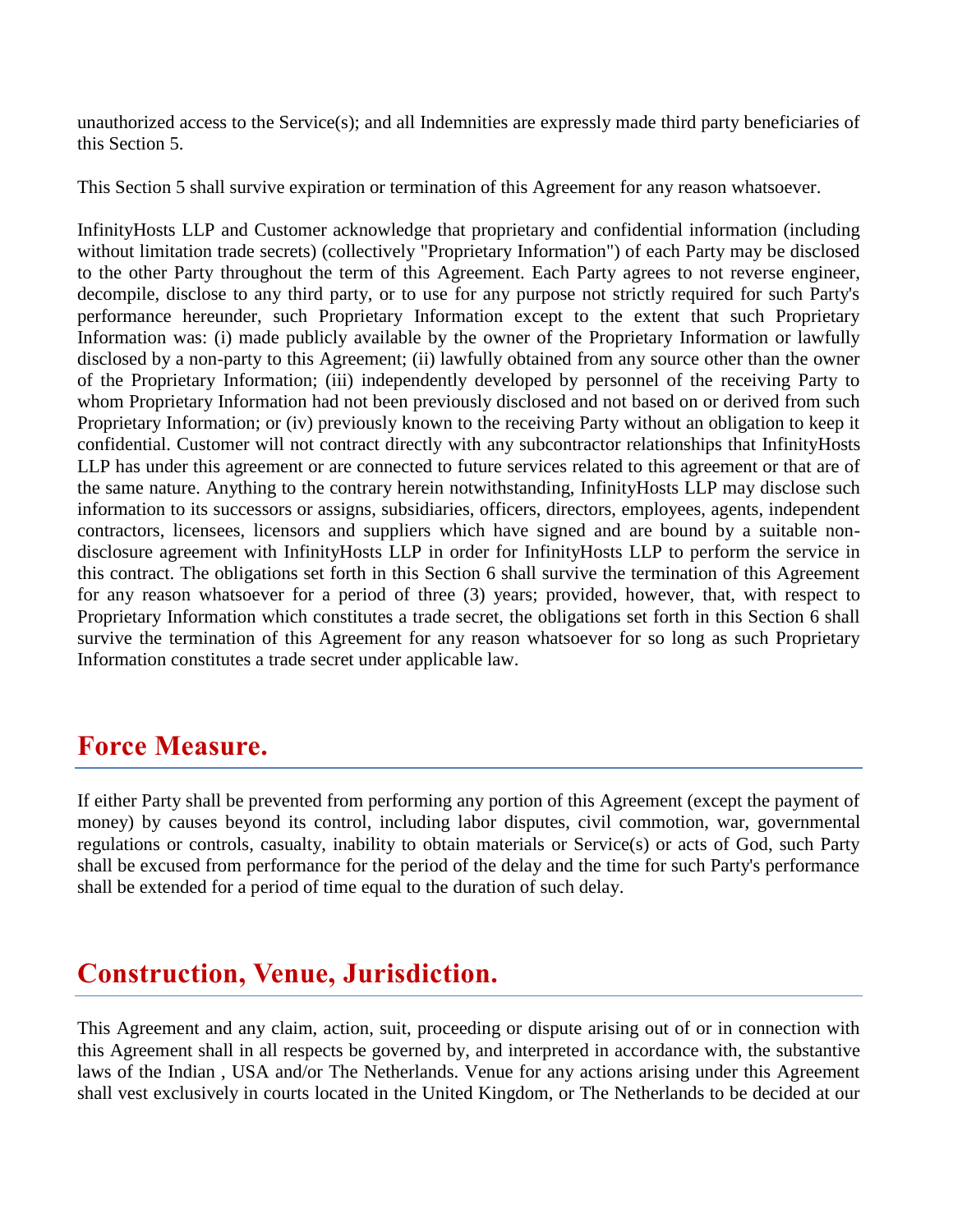unauthorized access to the Service(s); and all Indemnities are expressly made third party beneficiaries of this Section 5.

This Section 5 shall survive expiration or termination of this Agreement for any reason whatsoever.

InfinityHosts LLP and Customer acknowledge that proprietary and confidential information (including without limitation trade secrets) (collectively "Proprietary Information") of each Party may be disclosed to the other Party throughout the term of this Agreement. Each Party agrees to not reverse engineer, decompile, disclose to any third party, or to use for any purpose not strictly required for such Party's performance hereunder, such Proprietary Information except to the extent that such Proprietary Information was: (i) made publicly available by the owner of the Proprietary Information or lawfully disclosed by a non-party to this Agreement; (ii) lawfully obtained from any source other than the owner of the Proprietary Information; (iii) independently developed by personnel of the receiving Party to whom Proprietary Information had not been previously disclosed and not based on or derived from such Proprietary Information; or (iv) previously known to the receiving Party without an obligation to keep it confidential. Customer will not contract directly with any subcontractor relationships that InfinityHosts LLP has under this agreement or are connected to future services related to this agreement or that are of the same nature. Anything to the contrary herein notwithstanding, InfinityHosts LLP may disclose such information to its successors or assigns, subsidiaries, officers, directors, employees, agents, independent contractors, licensees, licensors and suppliers which have signed and are bound by a suitable non-disclosure agreement with InfinityHosts LLP in order for InfinityHosts LLP to perform the service in this contract. The obligations set forth in this Section 6 shall survive the termination of this Agreement for any reason whatsoever for a period of three (3) years; provided, however, that, with respect to Proprietary Information which constitutes a trade secret, the obligations set forth in this Section 6 shall survive the termination of this Agreement for any reason whatsoever for so long as such Proprietary Information constitutes a trade secret under applicable law.

## Force Measure.

If either Party shall be prevented from performing any portion of this Agreement (except the payment of money) by causes beyond its control, including labor disputes, civil commotion, war, governmental regulations or controls, casualty, inability to obtain materials or Service(s) or acts of God, such Party shall be excused from performance for the period of the delay and the time for such Party's performance shall be extended for a period of time equal to the duration of such delay.

## Construction, Venue, Jurisdiction.

This Agreement and any claim, action, suit, proceeding or dispute arising out of or in connection with this Agreement shall in all respects be governed by, and interpreted in accordance with, the substantive laws of the Indian , USA and/or The Netherlands. Venue for any actions arising under this Agreement shall vest exclusively in courts located in the United Kingdom, or The Netherlands to be decided at our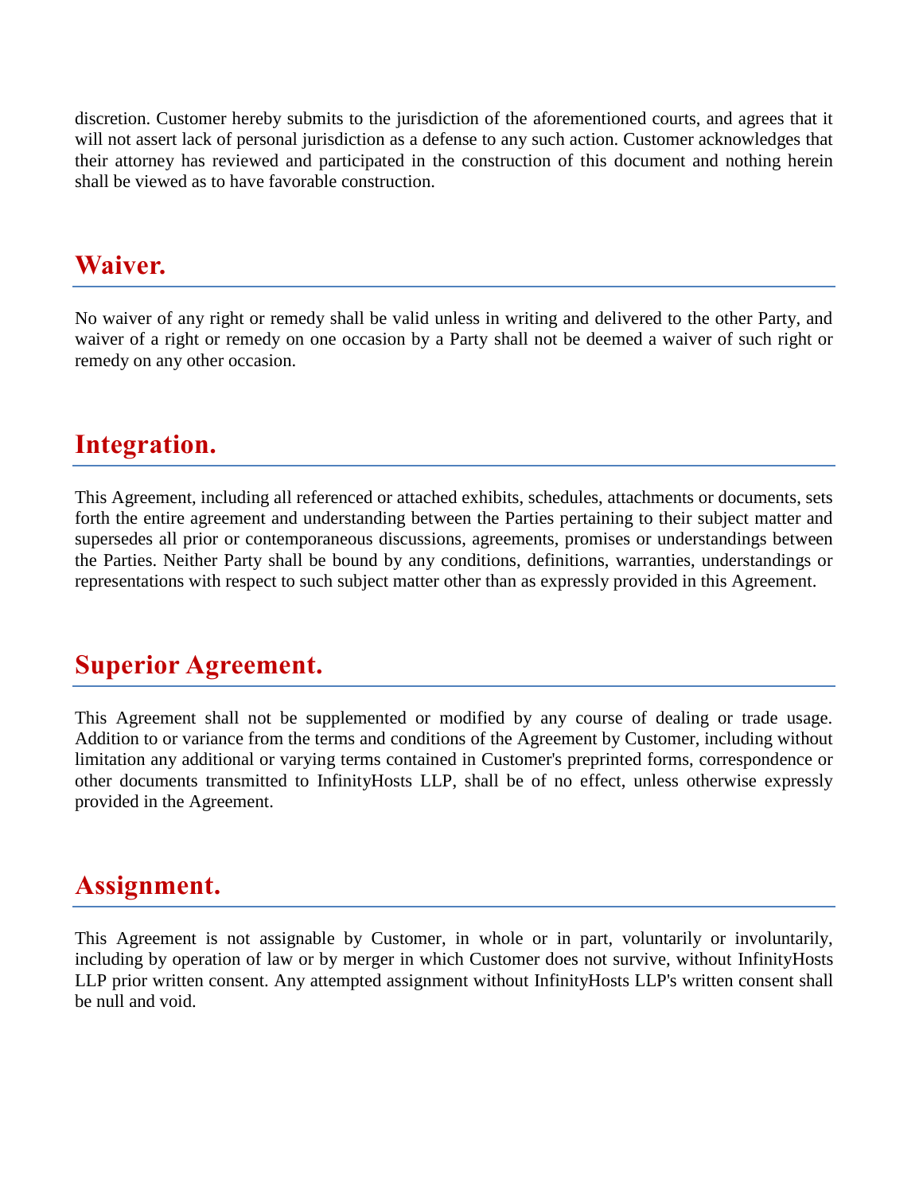discretion. Customer hereby submits to the jurisdiction of the aforementioned courts, and agrees that it will not assert lack of personal jurisdiction as a defense to any such action. Customer acknowledges that their attorney has reviewed and participated in the construction of this document and nothing herein shall be viewed as to have favorable construction.

## Waiver.

No waiver of any right or remedy shall be valid unless in writing and delivered to the other Party, and waiver of a right or remedy on one occasion by a Party shall not be deemed a waiver of such right or remedy on any other occasion.

## Integration.

This Agreement, including all referenced or attached exhibits, schedules, attachments or documents, sets forth the entire agreement and understanding between the Parties pertaining to their subject matter and supersedes all prior or contemporaneous discussions, agreements, promises or understandings between the Parties. Neither Party shall be bound by any conditions, definitions, warranties, understandings or representations with respect to such subject matter other than as expressly provided in this Agreement.

## Superior Agreement.

This Agreement shall not be supplemented or modified by any course of dealing or trade usage. Addition to or variance from the terms and conditions of the Agreement by Customer, including without limitation any additional or varying terms contained in Customer's preprinted forms, correspondence or other documents transmitted to InfinityHosts LLP, shall be of no effect, unless otherwise expressly provided in the Agreement.

## Assignment.

This Agreement is not assignable by Customer, in whole or in part, voluntarily or involuntarily, including by operation of law or by merger in which Customer does not survive, without InfinityHosts LLP prior written consent. Any attempted assignment without InfinityHosts LLP's written consent shall be null and void.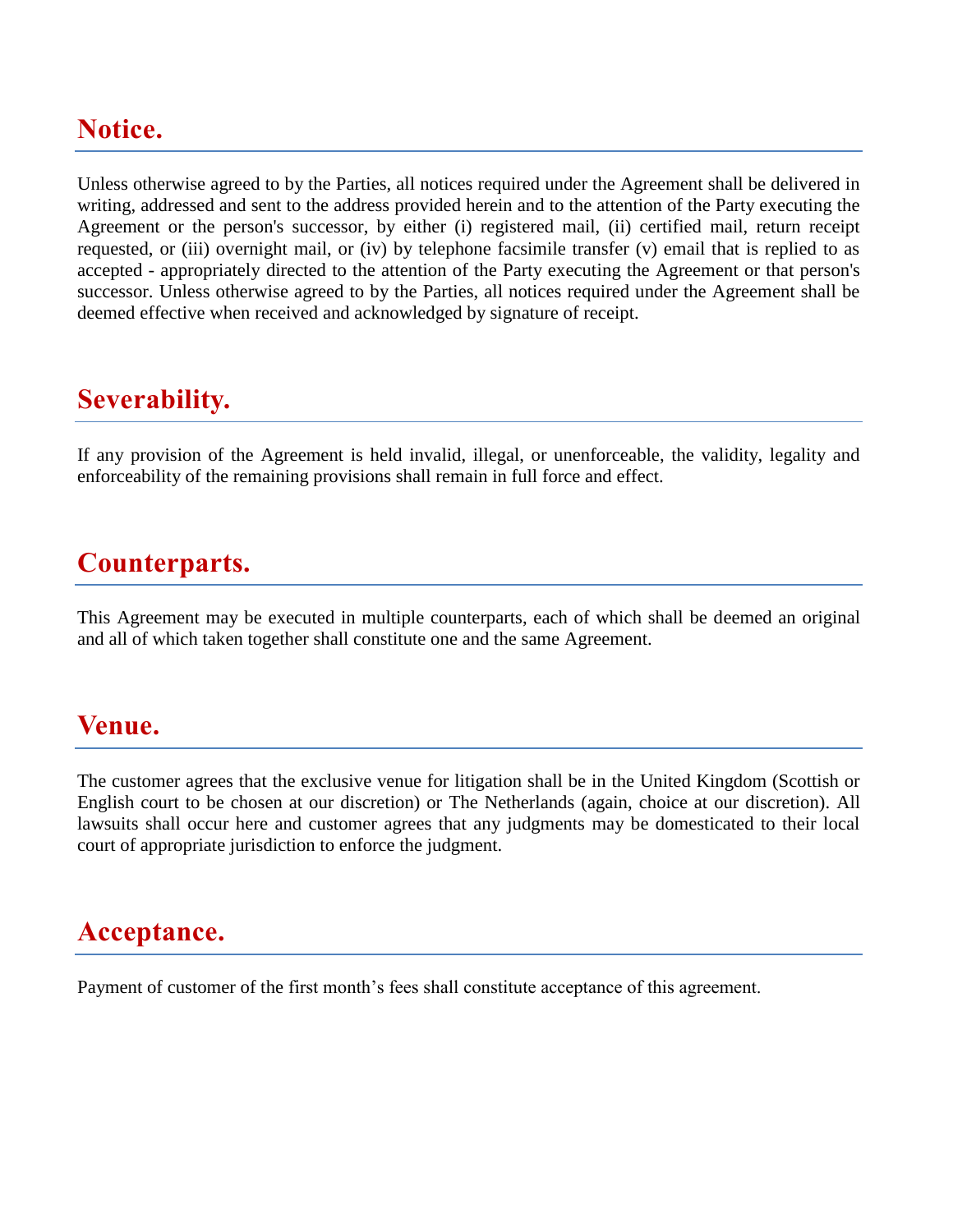## Notice.

Unless otherwise agreed to by the Parties, all notices required under the Agreement shall be delivered in writing, addressed and sent to the address provided herein and to the attention of the Party executing the Agreement or the person's successor, by either (i) registered mail, (ii) certified mail, return receipt requested, or (iii) overnight mail, or (iv) by telephone facsimile transfer (v) email that is replied to as accepted - appropriately directed to the attention of the Party executing the Agreement or that person's successor. Unless otherwise agreed to by the Parties, all notices required under the Agreement shall be deemed effective when received and acknowledged by signature of receipt.

## Severability.

If any provision of the Agreement is held invalid, illegal, or unenforceable, the validity, legality and enforceability of the remaining provisions shall remain in full force and effect.

## Counterparts.

This Agreement may be executed in multiple counterparts, each of which shall be deemed an original and all of which taken together shall constitute one and the same Agreement.

## Venue.

The customer agrees that the exclusive venue for litigation shall be in the United Kingdom (Scottish or English court to be chosen at our discretion) or The Netherlands (again, choice at our discretion). All lawsuits shall occur here and customer agrees that any judgments may be domesticated to their local court of appropriate jurisdiction to enforce the judgment.

## Acceptance.

Payment of customer of the first month's fees shall constitute acceptance of this agreement.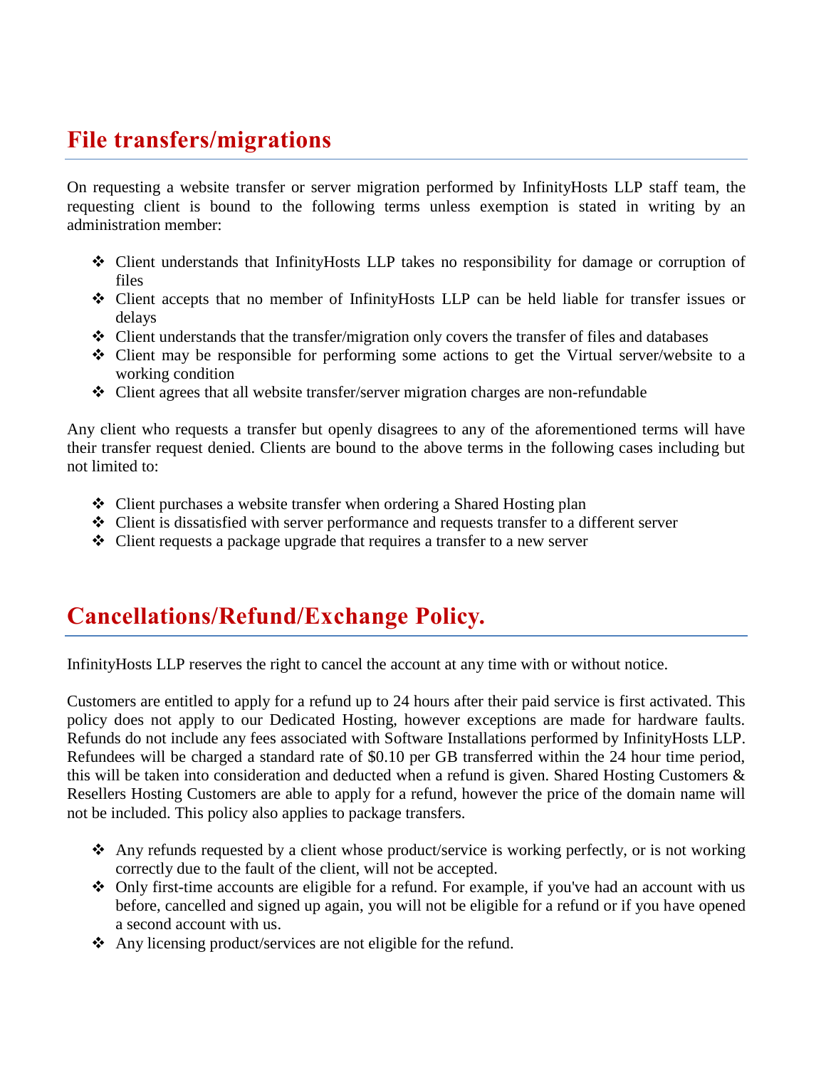## File transfers/migrations

On requesting a website transfer or server migration performed by InfinityHosts LLP staff team, the requesting client is bound to the following terms unless exemption is stated in writing by an administration member:

- Client understands that InfinityHosts LLP takes no responsibility for damage or corruption of files
- Client accepts that no member of InfinityHosts LLP can be held liable for transfer issues or delays
- Client understands that the transfer/migration only covers the transfer of files and databases
- Client may be responsible for performing some actions to get the Virtual server/website to a working condition
- Client agrees that all website transfer/server migration charges are non-refundable

Any client who requests a transfer but openly disagrees to any of the aforementioned terms will have their transfer request denied. Clients are bound to the above terms in the following cases including but not limited to:

- Client purchases a website transfer when ordering a Shared Hosting plan
- Client is dissatisfied with server performance and requests transfer to a different server
- Client requests a package upgrade that requires a transfer to a new server

## Cancellations/Refund/Exchange Policy.

InfinityHosts LLP reserves the right to cancel the account at any time with or without notice.

Customers are entitled to apply for a refund up to 24 hours after their paid service is first activated. This policy does not apply to our Dedicated Hosting, however exceptions are made for hardware faults. Refunds do not include any fees associated with Software Installations performed by InfinityHosts LLP. Refundees will be charged a standard rate of $0.10 per GB transferred within the 24 hour time period, this will be taken into consideration and deducted when a refund is given. Shared Hosting Customers & Resellers Hosting Customers are able to apply for a refund, however the price of the domain name will not be included. This policy also applies to package transfers.

- Any refunds requested by a client whose product/service is working perfectly, or is not working correctly due to the fault of the client, will not be accepted.
- Only first-time accounts are eligible for a refund. For example, if you've had an account with us before, cancelled and signed up again, you will not be eligible for a refund or if you have opened a second account with us.
- Any licensing product/services are not eligible for the refund.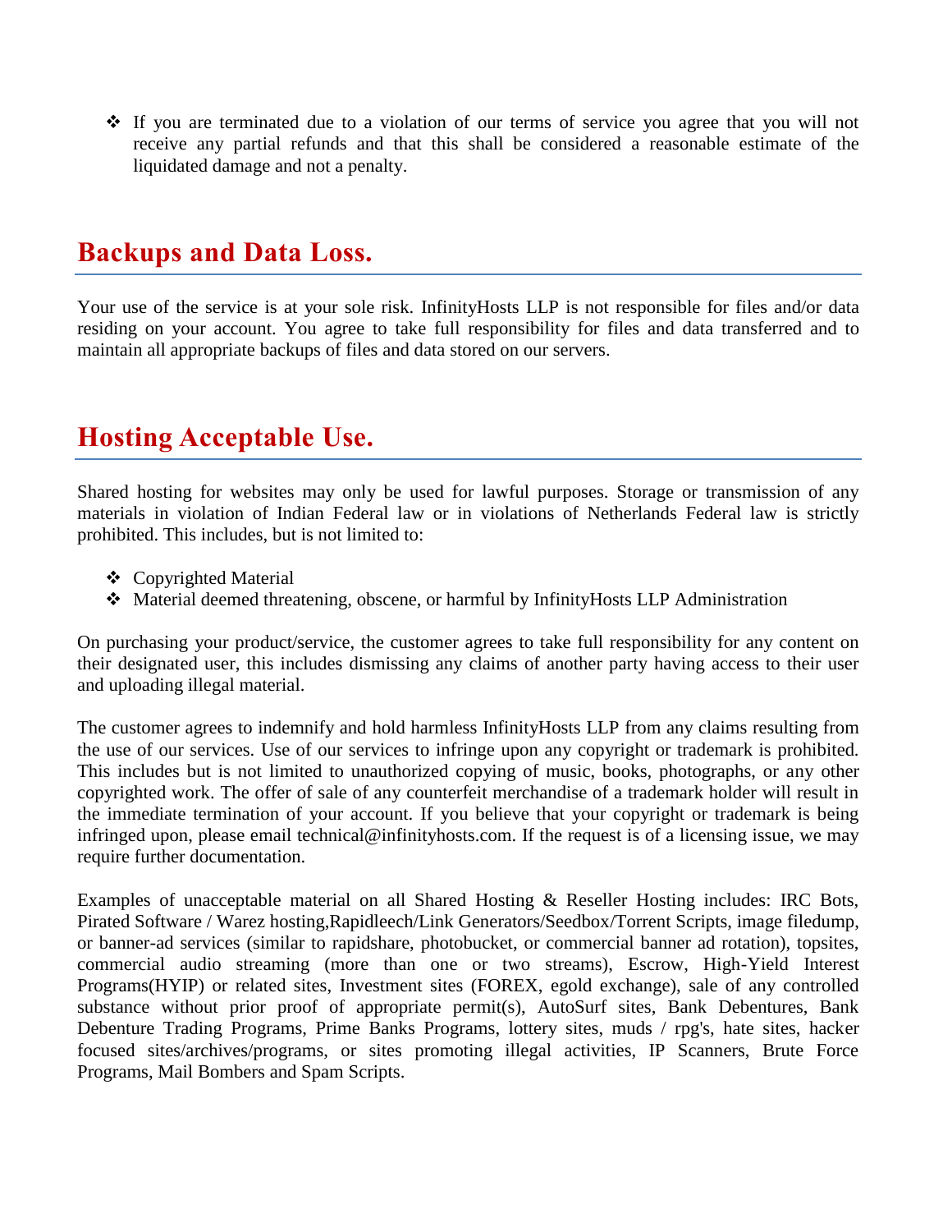- If you are terminated due to a violation of our terms of service you agree that you will not receive any partial refunds and that this shall be considered a reasonable estimate of the liquidated damage and not a penalty.

## Backups and Data Loss.

Your use of the service is at your sole risk. InfinityHosts LLP is not responsible for files and/or data residing on your account. You agree to take full responsibility for files and data transferred and to maintain all appropriate backups of files and data stored on our servers.

## Hosting Acceptable Use.

Shared hosting for websites may only be used for lawful purposes. Storage or transmission of any materials in violation of Indian Federal law or in violations of Netherlands Federal law is strictly prohibited. This includes, but is not limited to:

- Copyrighted Material
- Material deemed threatening, obscene, or harmful by InfinityHosts LLP Administration

On purchasing your product/service, the customer agrees to take full responsibility for any content on their designated user, this includes dismissing any claims of another party having access to their user and uploading illegal material.

The customer agrees to indemnify and hold harmless InfinityHosts LLP from any claims resulting from the use of our services. Use of our services to infringe upon any copyright or trademark is prohibited. This includes but is not limited to unauthorized copying of music, books, photographs, or any other copyrighted work. The offer of sale of any counterfeit merchandise of a trademark holder will result in the immediate termination of your account. If you believe that your copyright or trademark is being infringed upon, please email technical@infinityhosts.com. If the request is of a licensing issue, we may require further documentation.

Examples of unacceptable material on all Shared Hosting & Reseller Hosting includes: IRC Bots, Pirated Software / Warez hosting,Rapidleech/Link Generators/Seedbox/Torrent Scripts, image filedump, or banner-ad services (similar to rapidshare, photobucket, or commercial banner ad rotation), topsites, commercial audio streaming (more than one or two streams), Escrow, High-Yield Interest Programs(HYIP) or related sites, Investment sites (FOREX, egold exchange), sale of any controlled substance without prior proof of appropriate permit(s), AutoSurf sites, Bank Debentures, Bank Debenture Trading Programs, Prime Banks Programs, lottery sites, muds / rpg's, hate sites, hacker focused sites/archives/programs, or sites promoting illegal activities, IP Scanners, Brute Force Programs, Mail Bombers and Spam Scripts.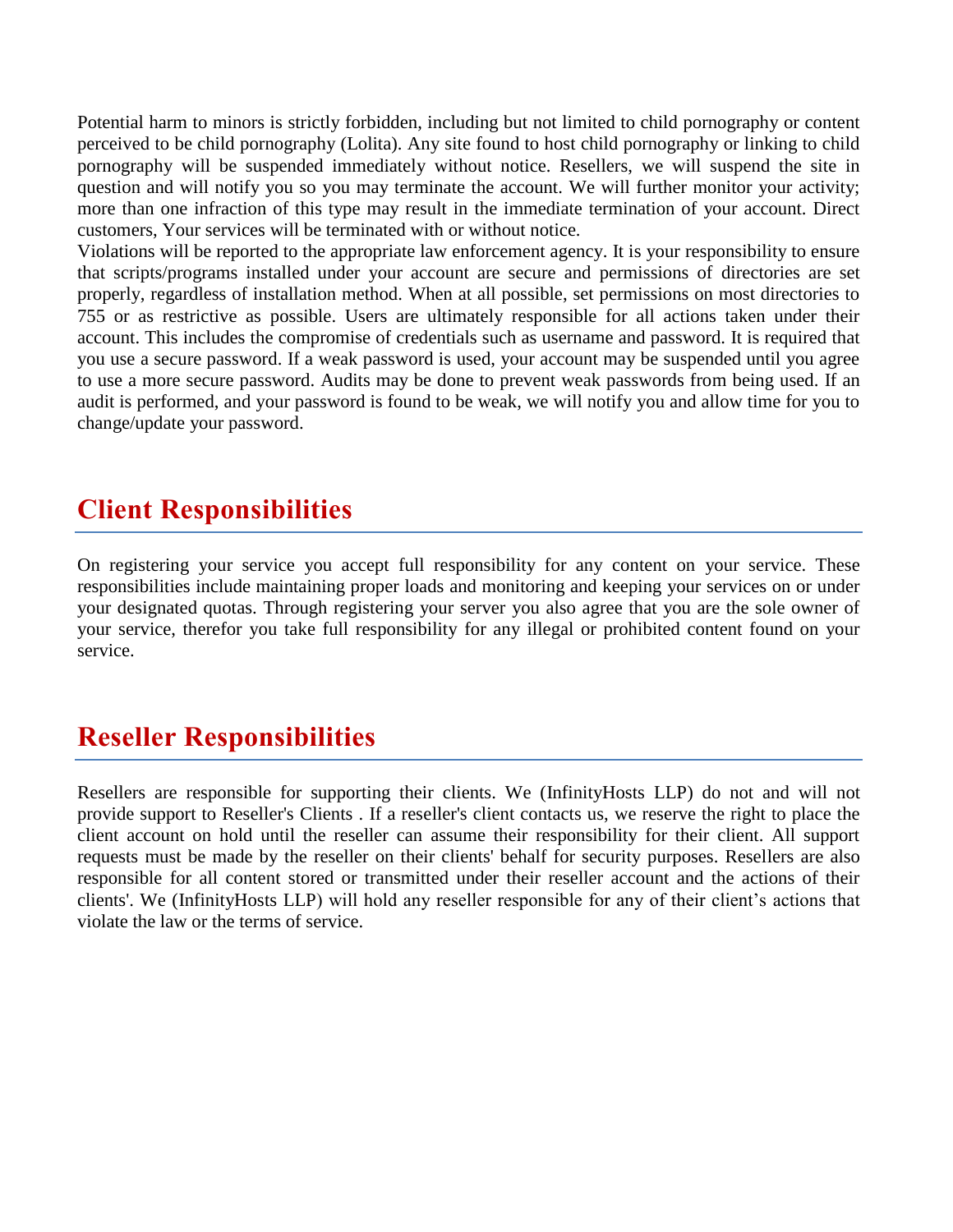Potential harm to minors is strictly forbidden, including but not limited to child pornography or content perceived to be child pornography (Lolita). Any site found to host child pornography or linking to child pornography will be suspended immediately without notice. Resellers, we will suspend the site in question and will notify you so you may terminate the account. We will further monitor your activity; more than one infraction of this type may result in the immediate termination of your account. Direct customers, Your services will be terminated with or without notice.

Violations will be reported to the appropriate law enforcement agency. It is your responsibility to ensure that scripts/programs installed under your account are secure and permissions of directories are set properly, regardless of installation method. When at all possible, set permissions on most directories to 755 or as restrictive as possible. Users are ultimately responsible for all actions taken under their account. This includes the compromise of credentials such as username and password. It is required that you use a secure password. If a weak password is used, your account may be suspended until you agree to use a more secure password. Audits may be done to prevent weak passwords from being used. If an audit is performed, and your password is found to be weak, we will notify you and allow time for you to change/update your password.

## Client Responsibilities

On registering your service you accept full responsibility for any content on your service. These responsibilities include maintaining proper loads and monitoring and keeping your services on or under your designated quotas. Through registering your server you also agree that you are the sole owner of your service, therefor you take full responsibility for any illegal or prohibited content found on your service.

## Reseller Responsibilities

Resellers are responsible for supporting their clients. We (InfinityHosts LLP) do not and will not provide support to Reseller's Clients . If a reseller's client contacts us, we reserve the right to place the client account on hold until the reseller can assume their responsibility for their client. All support requests must be made by the reseller on their clients' behalf for security purposes. Resellers are also responsible for all content stored or transmitted under their reseller account and the actions of their clients'. We (InfinityHosts LLP) will hold any reseller responsible for any of their client's actions that violate the law or the terms of service.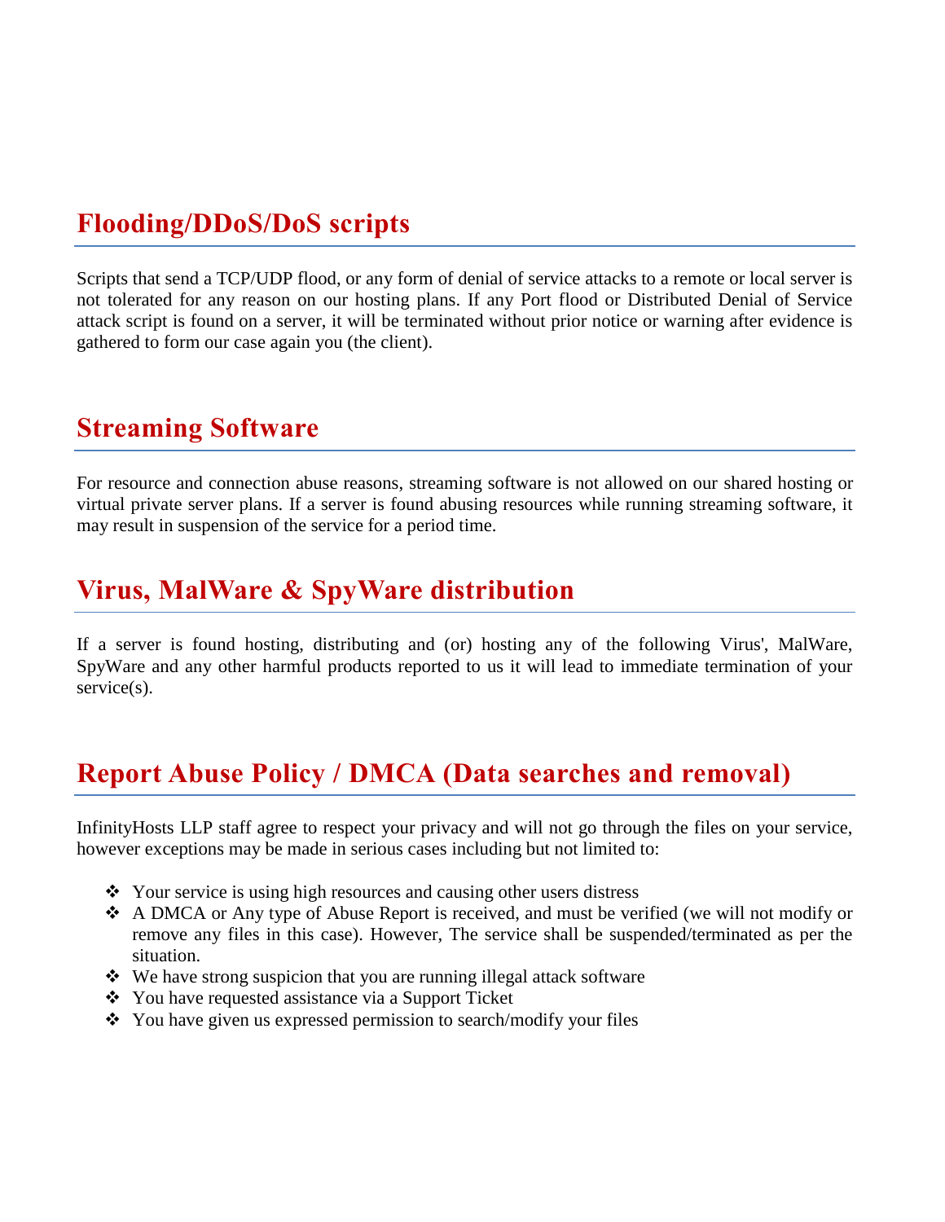## Flooding/DDoS/DoS scripts

Scripts that send a TCP/UDP flood, or any form of denial of service attacks to a remote or local server is not tolerated for any reason on our hosting plans. If any Port flood or Distributed Denial of Service attack script is found on a server, it will be terminated without prior notice or warning after evidence is gathered to form our case again you (the client).

## Streaming Software

For resource and connection abuse reasons, streaming software is not allowed on our shared hosting or virtual private server plans. If a server is found abusing resources while running streaming software, it may result in suspension of the service for a period time.

## Virus, MalWare & SpyWare distribution

If a server is found hosting, distributing and (or) hosting any of the following Virus', MalWare, SpyWare and any other harmful products reported to us it will lead to immediate termination of your service(s).

## Report Abuse Policy / DMCA (Data searches and removal)

InfinityHosts LLP staff agree to respect your privacy and will not go through the files on your service, however exceptions may be made in serious cases including but not limited to:

- Your service is using high resources and causing other users distress
- A DMCA or Any type of Abuse Report is received, and must be verified (we will not modify or remove any files in this case). However, The service shall be suspended/terminated as per the situation.
- We have strong suspicion that you are running illegal attack software
- You have requested assistance via a Support Ticket
- You have given us expressed permission to search/modify your files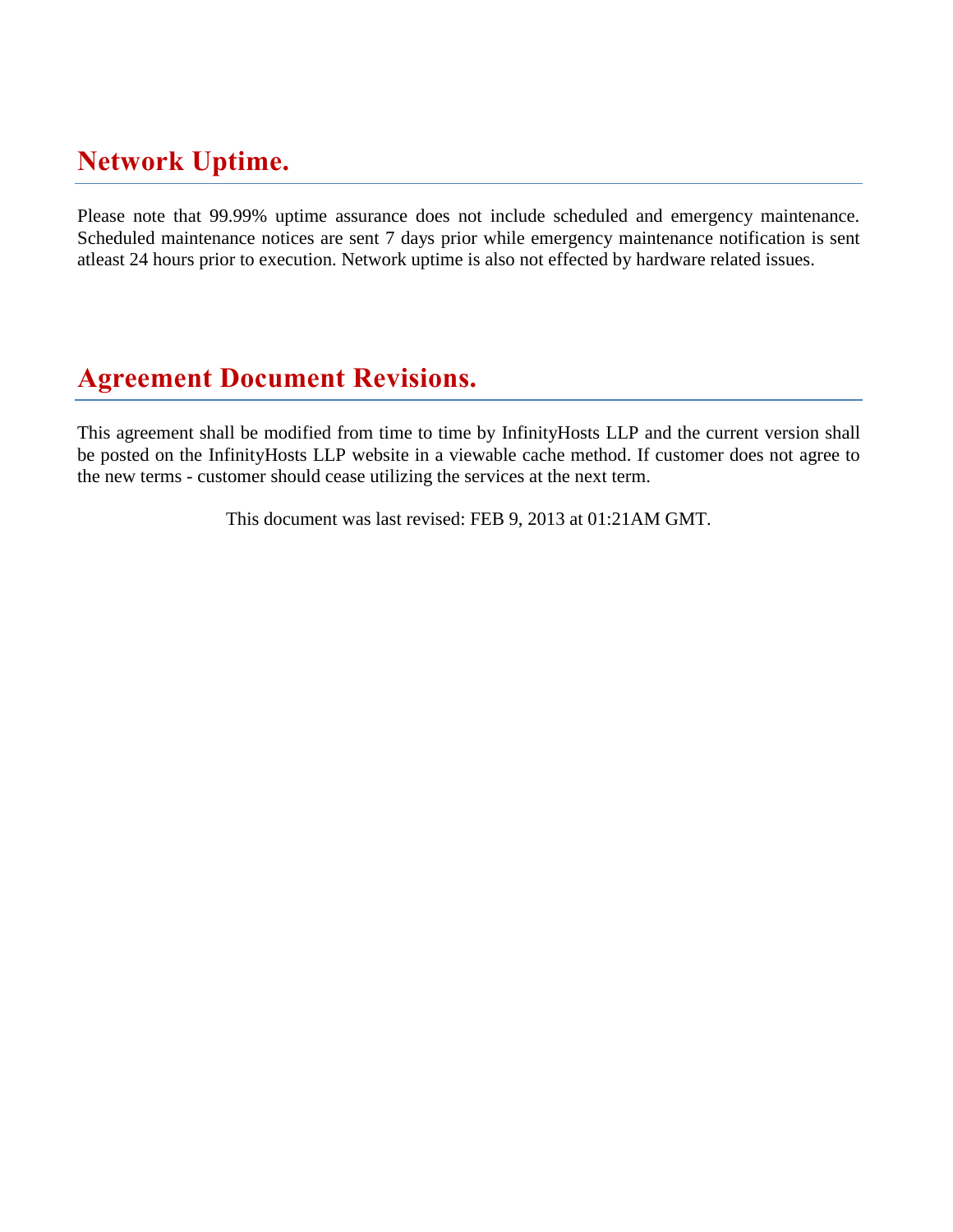## Network Uptime.

Please note that 99.99% uptime assurance does not include scheduled and emergency maintenance. Scheduled maintenance notices are sent 7 days prior while emergency maintenance notification is sent atleast 24 hours prior to execution. Network uptime is also not effected by hardware related issues.

## Agreement Document Revisions.

This agreement shall be modified from time to time by InfinityHosts LLP and the current version shall be posted on the InfinityHosts LLP website in a viewable cache method. If customer does not agree to the new terms - customer should cease utilizing the services at the next term.

This document was last revised: FEB 9, 2013 at 01:21AM GMT.